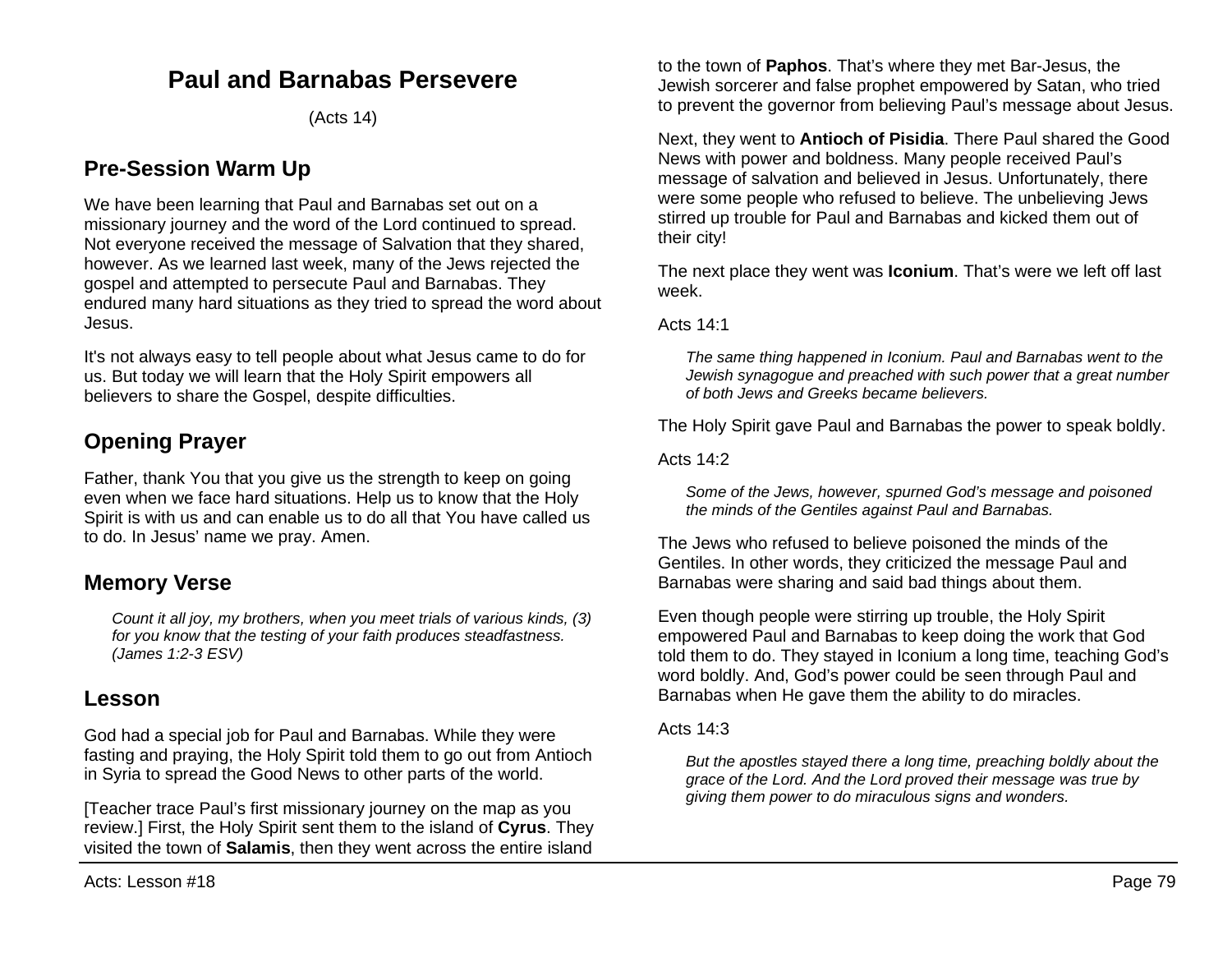# Paul and Barnabas Persevere

(Acts 14)

## Pre-Session Warm Up

We have been learning that Paul and Barnabas set out on a missionary journey and the word of the Lord continued to spread. Not everyone received the message of Salvation that they shared, however. As we learned last week, many of the Jews rejected the gospel and attempted to persecute Paul and Barnabas. They endured many hard situations as they tried to spread the word about Jesus.

It's not always easy to tell people about what Jesus came to do for us. But today we will learn that the Holy Spirit empowers all believers to share the Gospel, despite difficulties.

## Opening Prayer

Father, thank You that you give us the strength to keep on going even when we face hard situations. Help us to know that the Holy Spirit is with us and can enable us to do all that You have called us to do. In Jesus' name we pray. Amen.

## Memory Verse

> *Count it all joy, my brothers, when you meet trials of various kinds, (3) for you know that the testing of your faith produces steadfastness. (James 1:2-3 ESV)*

## Lesson

God had a special job for Paul and Barnabas. While they were fasting and praying, the Holy Spirit told them to go out from Antioch in Syria to spread the Good News to other parts of the world.

[Teacher trace Paul's first missionary journey on the map as you review.] First, the Holy Spirit sent them to the island of **Cyrus**. They visited the town of **Salamis**, then they went across the entire island to the town of **Paphos**. That's where they met Bar-Jesus, the Jewish sorcerer and false prophet empowered by Satan, who tried to prevent the governor from believing Paul's message about Jesus.

Next, they went to **Antioch of Pisidia**. There Paul shared the Good News with power and boldness. Many people received Paul's message of salvation and believed in Jesus. Unfortunately, there were some people who refused to believe. The unbelieving Jews stirred up trouble for Paul and Barnabas and kicked them out of their city!

The next place they went was **Iconium**. That's were we left off last week.

Acts 14:1

> *The same thing happened in Iconium. Paul and Barnabas went to the Jewish synagogue and preached with such power that a great number of both Jews and Greeks became believers.*

The Holy Spirit gave Paul and Barnabas the power to speak boldly.

Acts 14:2

> *Some of the Jews, however, spurned God's message and poisoned the minds of the Gentiles against Paul and Barnabas.*

The Jews who refused to believe poisoned the minds of the Gentiles. In other words, they criticized the message Paul and Barnabas were sharing and said bad things about them.

Even though people were stirring up trouble, the Holy Spirit empowered Paul and Barnabas to keep doing the work that God told them to do. They stayed in Iconium a long time, teaching God's word boldly. And, God's power could be seen through Paul and Barnabas when He gave them the ability to do miracles.

Acts 14:3

> *But the apostles stayed there a long time, preaching boldly about the grace of the Lord. And the Lord proved their message was true by giving them power to do miraculous signs and wonders.*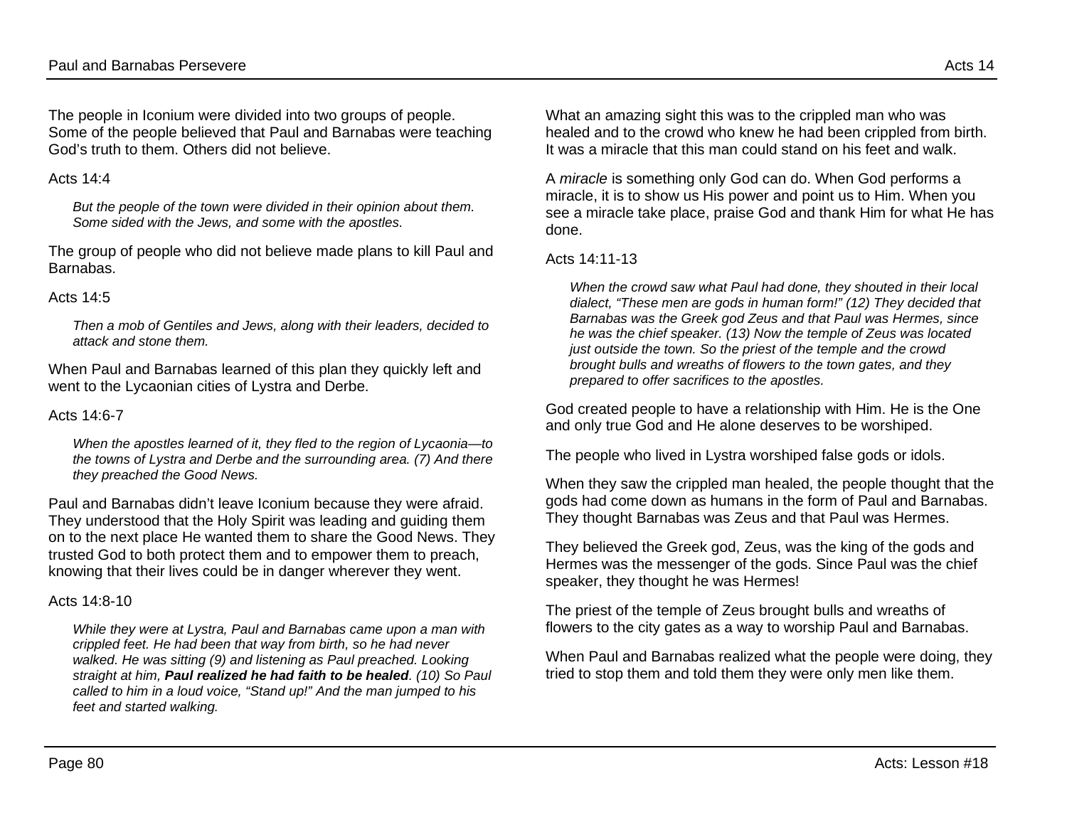The people in Iconium were divided into two groups of people. Some of the people believed that Paul and Barnabas were teaching God's truth to them. Others did not believe.

Acts 14:4

> *But the people of the town were divided in their opinion about them. Some sided with the Jews, and some with the apostles.*

The group of people who did not believe made plans to kill Paul and Barnabas.

Acts 14:5

> *Then a mob of Gentiles and Jews, along with their leaders, decided to attack and stone them.*

When Paul and Barnabas learned of this plan they quickly left and went to the Lycaonian cities of Lystra and Derbe.

Acts 14:6-7

> *When the apostles learned of it, they fled to the region of Lycaonia—to the towns of Lystra and Derbe and the surrounding area. (7) And there they preached the Good News.*

Paul and Barnabas didn't leave Iconium because they were afraid. They understood that the Holy Spirit was leading and guiding them on to the next place He wanted them to share the Good News. They trusted God to both protect them and to empower them to preach, knowing that their lives could be in danger wherever they went.

Acts 14:8-10

> *While they were at Lystra, Paul and Barnabas came upon a man with crippled feet. He had been that way from birth, so he had never walked. He was sitting (9) and listening as Paul preached. Looking straight at him, **Paul realized he had faith to be healed**. (10) So Paul called to him in a loud voice, "Stand up!" And the man jumped to his feet and started walking.*

What an amazing sight this was to the crippled man who was healed and to the crowd who knew he had been crippled from birth. It was a miracle that this man could stand on his feet and walk.

A *miracle* is something only God can do. When God performs a miracle, it is to show us His power and point us to Him. When you see a miracle take place, praise God and thank Him for what He has done.

Acts 14:11-13

> *When the crowd saw what Paul had done, they shouted in their local dialect, "These men are gods in human form!" (12) They decided that Barnabas was the Greek god Zeus and that Paul was Hermes, since he was the chief speaker. (13) Now the temple of Zeus was located just outside the town. So the priest of the temple and the crowd brought bulls and wreaths of flowers to the town gates, and they prepared to offer sacrifices to the apostles.*

God created people to have a relationship with Him. He is the One and only true God and He alone deserves to be worshiped.

The people who lived in Lystra worshiped false gods or idols.

When they saw the crippled man healed, the people thought that the gods had come down as humans in the form of Paul and Barnabas. They thought Barnabas was Zeus and that Paul was Hermes.

They believed the Greek god, Zeus, was the king of the gods and Hermes was the messenger of the gods. Since Paul was the chief speaker, they thought he was Hermes!

The priest of the temple of Zeus brought bulls and wreaths of flowers to the city gates as a way to worship Paul and Barnabas.

When Paul and Barnabas realized what the people were doing, they tried to stop them and told them they were only men like them.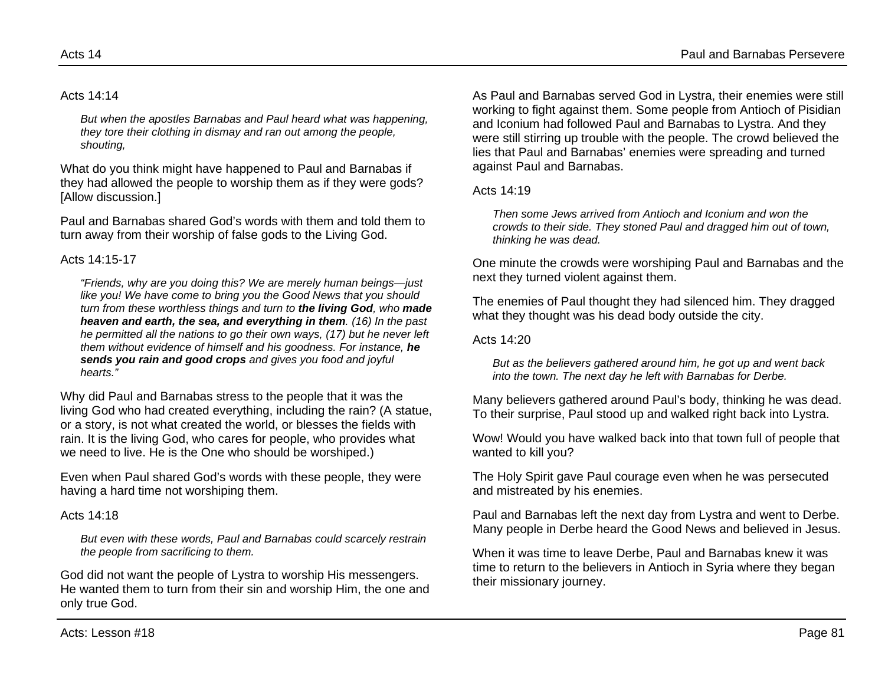Acts 14:14

> *But when the apostles Barnabas and Paul heard what was happening, they tore their clothing in dismay and ran out among the people, shouting,*

What do you think might have happened to Paul and Barnabas if they had allowed the people to worship them as if they were gods? [Allow discussion.]

Paul and Barnabas shared God's words with them and told them to turn away from their worship of false gods to the Living God.

Acts 14:15-17

> *"Friends, why are you doing this? We are merely human beings—just like you! We have come to bring you the Good News that you should turn from these worthless things and turn to **the living God**, who **made heaven and earth, the sea, and everything in them**. (16) In the past he permitted all the nations to go their own ways, (17) but he never left them without evidence of himself and his goodness. For instance, **he sends you rain and good crops** and gives you food and joyful hearts."*

Why did Paul and Barnabas stress to the people that it was the living God who had created everything, including the rain? (A statue, or a story, is not what created the world, or blesses the fields with rain. It is the living God, who cares for people, who provides what we need to live. He is the One who should be worshiped.)

Even when Paul shared God's words with these people, they were having a hard time not worshiping them.

Acts 14:18

> *But even with these words, Paul and Barnabas could scarcely restrain the people from sacrificing to them.*

God did not want the people of Lystra to worship His messengers. He wanted them to turn from their sin and worship Him, the one and only true God.

As Paul and Barnabas served God in Lystra, their enemies were still working to fight against them. Some people from Antioch of Pisidian and Iconium had followed Paul and Barnabas to Lystra. And they were still stirring up trouble with the people. The crowd believed the lies that Paul and Barnabas' enemies were spreading and turned against Paul and Barnabas.

Acts 14:19

> *Then some Jews arrived from Antioch and Iconium and won the crowds to their side. They stoned Paul and dragged him out of town, thinking he was dead.*

One minute the crowds were worshiping Paul and Barnabas and the next they turned violent against them.

The enemies of Paul thought they had silenced him. They dragged what they thought was his dead body outside the city.

Acts 14:20

> *But as the believers gathered around him, he got up and went back into the town. The next day he left with Barnabas for Derbe.*

Many believers gathered around Paul's body, thinking he was dead. To their surprise, Paul stood up and walked right back into Lystra.

Wow! Would you have walked back into that town full of people that wanted to kill you?

The Holy Spirit gave Paul courage even when he was persecuted and mistreated by his enemies.

Paul and Barnabas left the next day from Lystra and went to Derbe. Many people in Derbe heard the Good News and believed in Jesus.

When it was time to leave Derbe, Paul and Barnabas knew it was time to return to the believers in Antioch in Syria where they began their missionary journey.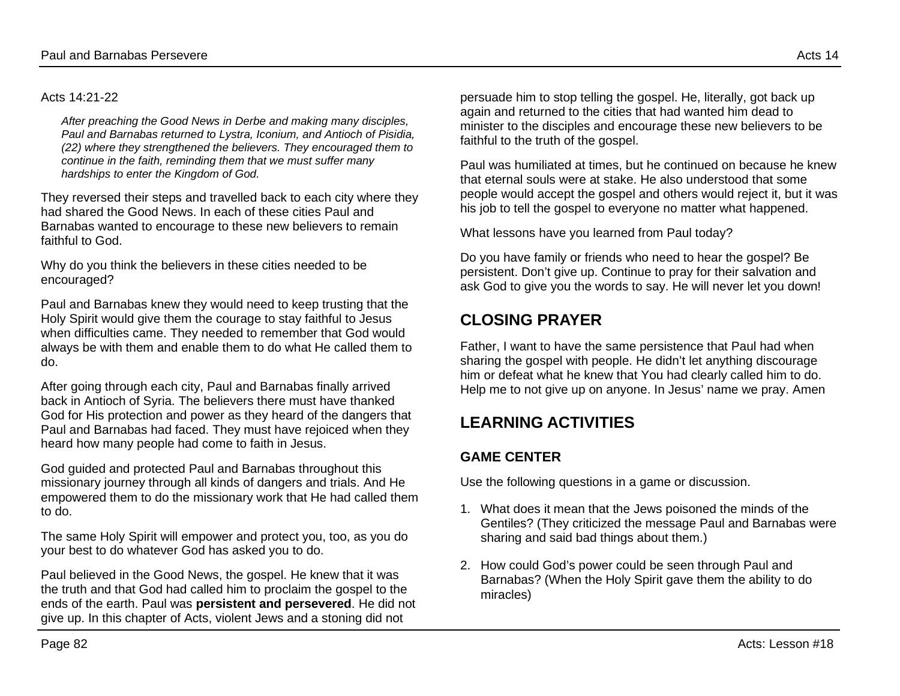Acts 14:21-22

> *After preaching the Good News in Derbe and making many disciples, Paul and Barnabas returned to Lystra, Iconium, and Antioch of Pisidia, (22) where they strengthened the believers. They encouraged them to continue in the faith, reminding them that we must suffer many hardships to enter the Kingdom of God.*

They reversed their steps and travelled back to each city where they had shared the Good News. In each of these cities Paul and Barnabas wanted to encourage to these new believers to remain faithful to God.

Why do you think the believers in these cities needed to be encouraged?

Paul and Barnabas knew they would need to keep trusting that the Holy Spirit would give them the courage to stay faithful to Jesus when difficulties came. They needed to remember that God would always be with them and enable them to do what He called them to do.

After going through each city, Paul and Barnabas finally arrived back in Antioch of Syria. The believers there must have thanked God for His protection and power as they heard of the dangers that Paul and Barnabas had faced. They must have rejoiced when they heard how many people had come to faith in Jesus.

God guided and protected Paul and Barnabas throughout this missionary journey through all kinds of dangers and trials. And He empowered them to do the missionary work that He had called them to do.

The same Holy Spirit will empower and protect you, too, as you do your best to do whatever God has asked you to do.

Paul believed in the Good News, the gospel. He knew that it was the truth and that God had called him to proclaim the gospel to the ends of the earth. Paul was **persistent and persevered**. He did not give up. In this chapter of Acts, violent Jews and a stoning did not persuade him to stop telling the gospel. He, literally, got back up again and returned to the cities that had wanted him dead to minister to the disciples and encourage these new believers to be faithful to the truth of the gospel.

Paul was humiliated at times, but he continued on because he knew that eternal souls were at stake. He also understood that some people would accept the gospel and others would reject it, but it was his job to tell the gospel to everyone no matter what happened.

What lessons have you learned from Paul today?

Do you have family or friends who need to hear the gospel? Be persistent. Don't give up. Continue to pray for their salvation and ask God to give you the words to say. He will never let you down!

## CLOSING PRAYER

Father, I want to have the same persistence that Paul had when sharing the gospel with people. He didn't let anything discourage him or defeat what he knew that You had clearly called him to do. Help me to not give up on anyone. In Jesus' name we pray. Amen

## LEARNING ACTIVITIES

### GAME CENTER

Use the following questions in a game or discussion.

1. What does it mean that the Jews poisoned the minds of the Gentiles? (They criticized the message Paul and Barnabas were sharing and said bad things about them.)

2. How could God's power could be seen through Paul and Barnabas? (When the Holy Spirit gave them the ability to do miracles)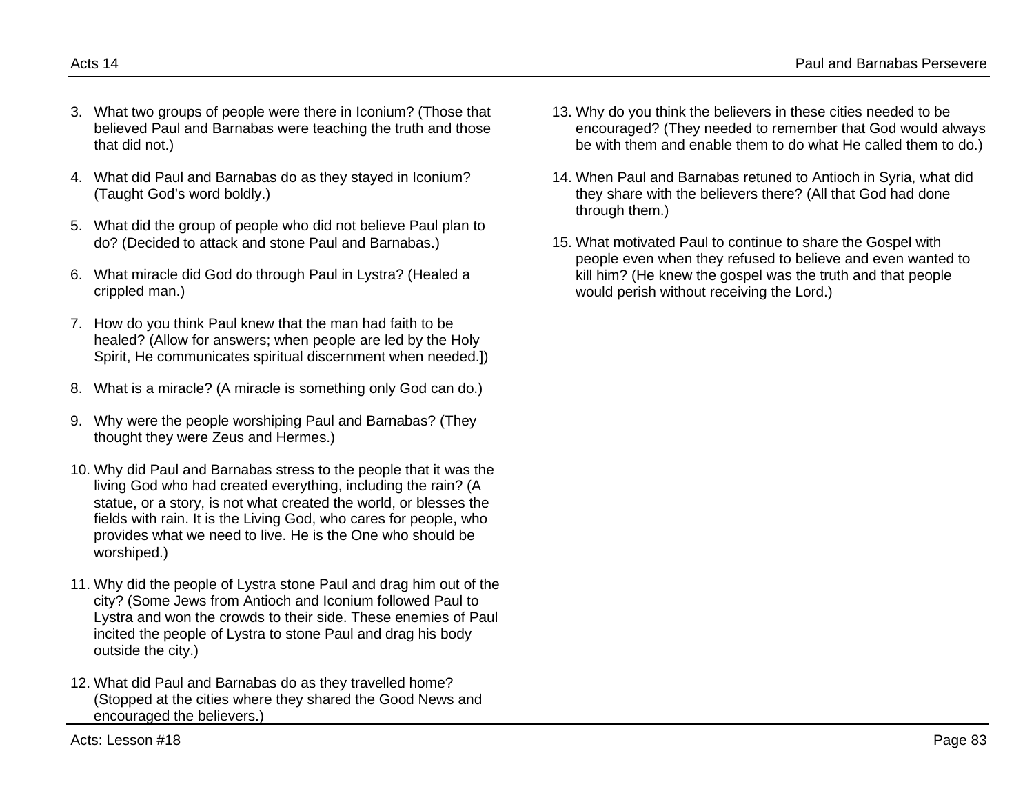3. What two groups of people were there in Iconium? (Those that believed Paul and Barnabas were teaching the truth and those that did not.)

4. What did Paul and Barnabas do as they stayed in Iconium? (Taught God's word boldly.)

5. What did the group of people who did not believe Paul plan to do? (Decided to attack and stone Paul and Barnabas.)

6. What miracle did God do through Paul in Lystra? (Healed a crippled man.)

7. How do you think Paul knew that the man had faith to be healed? (Allow for answers; when people are led by the Holy Spirit, He communicates spiritual discernment when needed.])

8. What is a miracle? (A miracle is something only God can do.)

9. Why were the people worshiping Paul and Barnabas? (They thought they were Zeus and Hermes.)

10. Why did Paul and Barnabas stress to the people that it was the living God who had created everything, including the rain? (A statue, or a story, is not what created the world, or blesses the fields with rain. It is the Living God, who cares for people, who provides what we need to live. He is the One who should be worshiped.)

11. Why did the people of Lystra stone Paul and drag him out of the city? (Some Jews from Antioch and Iconium followed Paul to Lystra and won the crowds to their side. These enemies of Paul incited the people of Lystra to stone Paul and drag his body outside the city.)

12. What did Paul and Barnabas do as they travelled home? (Stopped at the cities where they shared the Good News and encouraged the believers.)

13. Why do you think the believers in these cities needed to be encouraged? (They needed to remember that God would always be with them and enable them to do what He called them to do.)

14. When Paul and Barnabas retuned to Antioch in Syria, what did they share with the believers there? (All that God had done through them.)

15. What motivated Paul to continue to share the Gospel with people even when they refused to believe and even wanted to kill him? (He knew the gospel was the truth and that people would perish without receiving the Lord.)